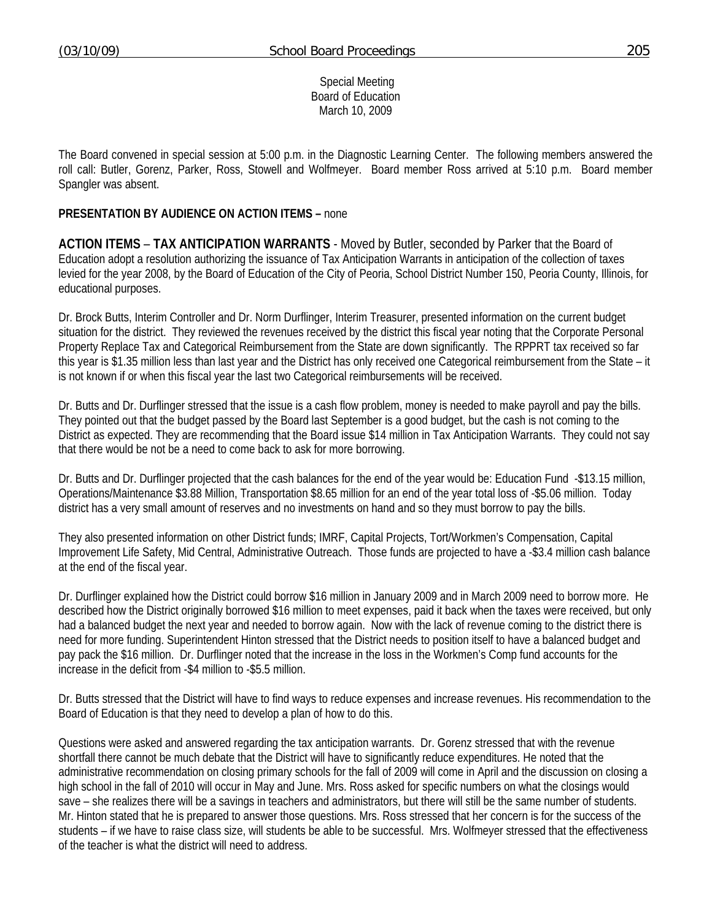Special Meeting
Board of Education
March 10, 2009

The Board convened in special session at 5:00 p.m. in the Diagnostic Learning Center. The following members answered the roll call: Butler, Gorenz, Parker, Ross, Stowell and Wolfmeyer. Board member Ross arrived at 5:10 p.m. Board member Spangler was absent.

**PRESENTATION BY AUDIENCE ON ACTION ITEMS –** none

**ACTION ITEMS** – **TAX ANTICIPATION WARRANTS** - Moved by Butler, seconded by Parker that the Board of Education adopt a resolution authorizing the issuance of Tax Anticipation Warrants in anticipation of the collection of taxes levied for the year 2008, by the Board of Education of the City of Peoria, School District Number 150, Peoria County, Illinois, for educational purposes.

Dr. Brock Butts, Interim Controller and Dr. Norm Durflinger, Interim Treasurer, presented information on the current budget situation for the district. They reviewed the revenues received by the district this fiscal year noting that the Corporate Personal Property Replace Tax and Categorical Reimbursement from the State are down significantly. The RPPRT tax received so far this year is $1.35 million less than last year and the District has only received one Categorical reimbursement from the State – it is not known if or when this fiscal year the last two Categorical reimbursements will be received.

Dr. Butts and Dr. Durflinger stressed that the issue is a cash flow problem, money is needed to make payroll and pay the bills. They pointed out that the budget passed by the Board last September is a good budget, but the cash is not coming to the District as expected. They are recommending that the Board issue $14 million in Tax Anticipation Warrants. They could not say that there would be not be a need to come back to ask for more borrowing.

Dr. Butts and Dr. Durflinger projected that the cash balances for the end of the year would be: Education Fund -$13.15 million, Operations/Maintenance $3.88 Million, Transportation $8.65 million for an end of the year total loss of -$5.06 million. Today district has a very small amount of reserves and no investments on hand and so they must borrow to pay the bills.

They also presented information on other District funds; IMRF, Capital Projects, Tort/Workmen's Compensation, Capital Improvement Life Safety, Mid Central, Administrative Outreach. Those funds are projected to have a -$3.4 million cash balance at the end of the fiscal year.

Dr. Durflinger explained how the District could borrow $16 million in January 2009 and in March 2009 need to borrow more. He described how the District originally borrowed $16 million to meet expenses, paid it back when the taxes were received, but only had a balanced budget the next year and needed to borrow again. Now with the lack of revenue coming to the district there is need for more funding. Superintendent Hinton stressed that the District needs to position itself to have a balanced budget and pay pack the $16 million. Dr. Durflinger noted that the increase in the loss in the Workmen's Comp fund accounts for the increase in the deficit from -$4 million to -$5.5 million.

Dr. Butts stressed that the District will have to find ways to reduce expenses and increase revenues. His recommendation to the Board of Education is that they need to develop a plan of how to do this.

Questions were asked and answered regarding the tax anticipation warrants. Dr. Gorenz stressed that with the revenue shortfall there cannot be much debate that the District will have to significantly reduce expenditures. He noted that the administrative recommendation on closing primary schools for the fall of 2009 will come in April and the discussion on closing a high school in the fall of 2010 will occur in May and June. Mrs. Ross asked for specific numbers on what the closings would save – she realizes there will be a savings in teachers and administrators, but there will still be the same number of students. Mr. Hinton stated that he is prepared to answer those questions. Mrs. Ross stressed that her concern is for the success of the students – if we have to raise class size, will students be able to be successful. Mrs. Wolfmeyer stressed that the effectiveness of the teacher is what the district will need to address.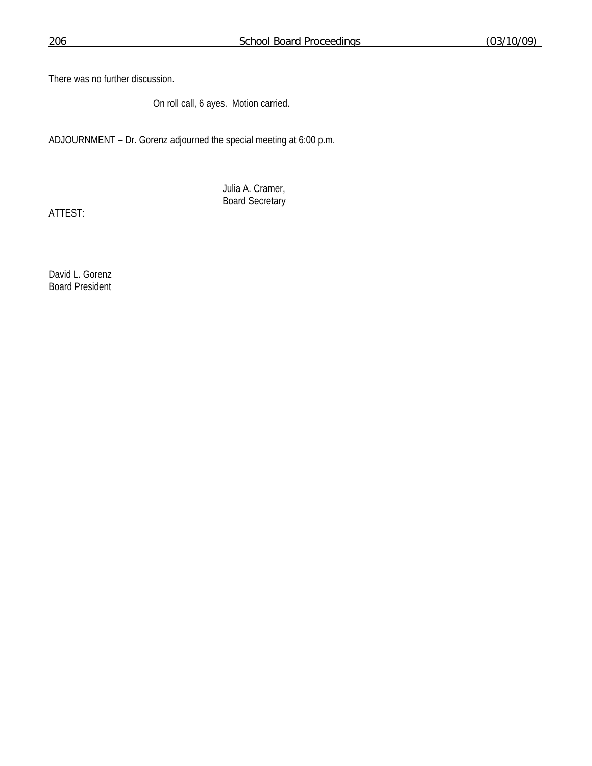There was no further discussion.

On roll call, 6 ayes. Motion carried.

ADJOURNMENT – Dr. Gorenz adjourned the special meeting at 6:00 p.m.

Julia A. Cramer,  
Board Secretary

ATTEST:

David L. Gorenz  
Board President